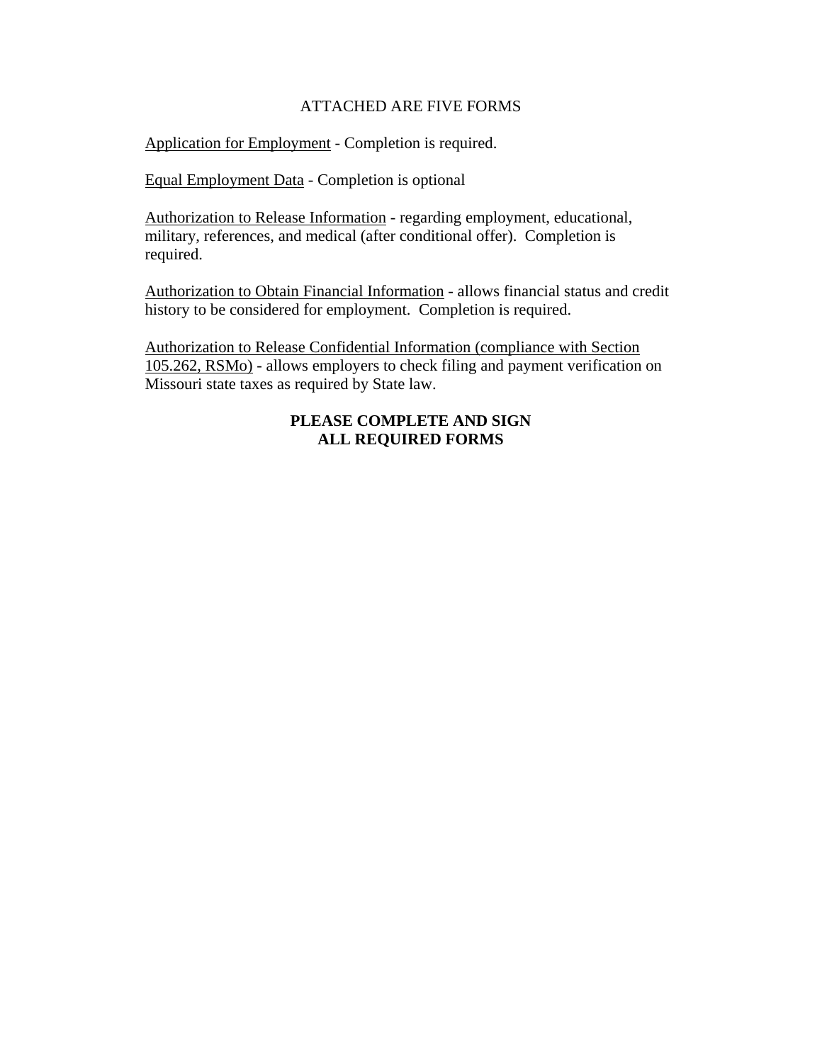ATTACHED ARE FIVE FORMS

Application for Employment - Completion is required.

Equal Employment Data - Completion is optional

Authorization to Release Information - regarding employment, educational, military, references, and medical (after conditional offer). Completion is required.

Authorization to Obtain Financial Information - allows financial status and credit history to be considered for employment. Completion is required.

Authorization to Release Confidential Information (compliance with Section 105.262, RSMo) - allows employers to check filing and payment verification on Missouri state taxes as required by State law.

**PLEASE COMPLETE AND SIGN**
**ALL REQUIRED FORMS**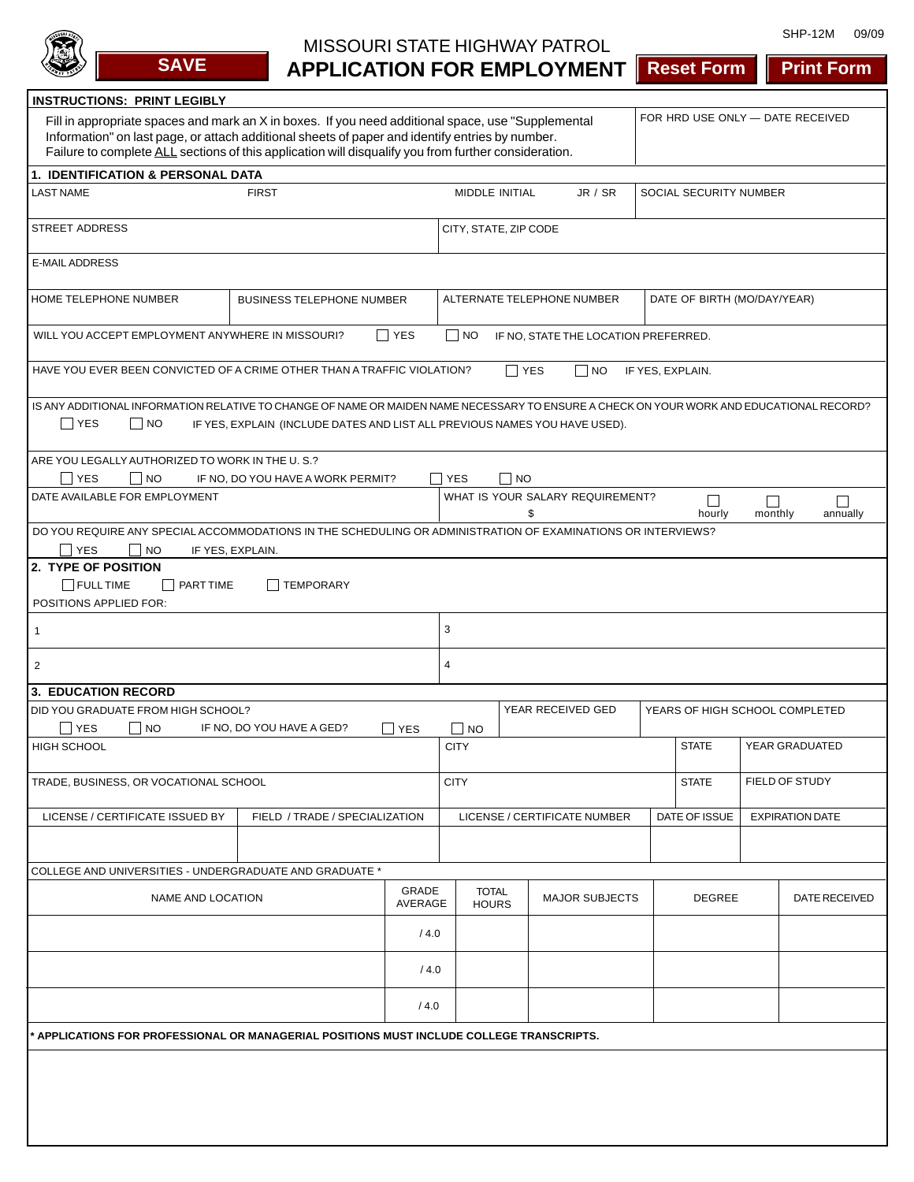SHP-12M 09/09

SAVE

MISSOURI STATE HIGHWAY PATROL
# APPLICATION FOR EMPLOYMENT

Reset Form | Print Form

**INSTRUCTIONS: PRINT LEGIBLY**

Fill in appropriate spaces and mark an X in boxes. If you need additional space, use "Supplemental Information" on last page, or attach additional sheets of paper and identify entries by number.
Failure to complete ALL sections of this application will disqualify you from further consideration.

FOR HRD USE ONLY — DATE RECEIVED

## 1. IDENTIFICATION & PERSONAL DATA

| LAST NAME | FIRST | MIDDLE INITIAL | JR / SR | SOCIAL SECURITY NUMBER |
|---|---|---|---|---|
| | | | | |

| STREET ADDRESS | CITY, STATE, ZIP CODE |
|---|---|
| | |

E-MAIL ADDRESS

| HOME TELEPHONE NUMBER | BUSINESS TELEPHONE NUMBER | ALTERNATE TELEPHONE NUMBER | DATE OF BIRTH (MO/DAY/YEAR) |
|---|---|---|---|
| | | | |

WILL YOU ACCEPT EMPLOYMENT ANYWHERE IN MISSOURI? ☐ YES ☐ NO IF NO, STATE THE LOCATION PREFERRED.

HAVE YOU EVER BEEN CONVICTED OF A CRIME OTHER THAN A TRAFFIC VIOLATION? ☐ YES ☐ NO IF YES, EXPLAIN.

IS ANY ADDITIONAL INFORMATION RELATIVE TO CHANGE OF NAME OR MAIDEN NAME NECESSARY TO ENSURE A CHECK ON YOUR WORK AND EDUCATIONAL RECORD?
☐ YES ☐ NO IF YES, EXPLAIN (INCLUDE DATES AND LIST ALL PREVIOUS NAMES YOU HAVE USED).

ARE YOU LEGALLY AUTHORIZED TO WORK IN THE U. S.?
☐ YES ☐ NO IF NO, DO YOU HAVE A WORK PERMIT? ☐ YES ☐ NO

DATE AVAILABLE FOR EMPLOYMENT

WHAT IS YOUR SALARY REQUIREMENT? $ ☐ hourly ☐ monthly ☐ annually

DO YOU REQUIRE ANY SPECIAL ACCOMMODATIONS IN THE SCHEDULING OR ADMINISTRATION OF EXAMINATIONS OR INTERVIEWS?
☐ YES ☐ NO IF YES, EXPLAIN.

## 2. TYPE OF POSITION

☐ FULL TIME ☐ PART TIME ☐ TEMPORARY

POSITIONS APPLIED FOR:

| | |
|---|---|
| 1 | 3 |
| 2 | 4 |

## 3. EDUCATION RECORD

DID YOU GRADUATE FROM HIGH SCHOOL?
☐ YES ☐ NO IF NO, DO YOU HAVE A GED? ☐ YES ☐ NO

YEAR RECEIVED GED | YEARS OF HIGH SCHOOL COMPLETED

| HIGH SCHOOL | CITY | STATE | YEAR GRADUATED |
|---|---|---|---|
| | | | |

| TRADE, BUSINESS, OR VOCATIONAL SCHOOL | CITY | STATE | FIELD OF STUDY |
|---|---|---|---|
| | | | |

| LICENSE / CERTIFICATE ISSUED BY | FIELD / TRADE / SPECIALIZATION | LICENSE / CERTIFICATE NUMBER | DATE OF ISSUE | EXPIRATION DATE |
|---|---|---|---|---|
| | | | | |

COLLEGE AND UNIVERSITIES - UNDERGRADUATE AND GRADUATE *

| NAME AND LOCATION | GRADE AVERAGE | TOTAL HOURS | MAJOR SUBJECTS | DEGREE | DATE RECEIVED |
|---|---|---|---|---|---|
| | / 4.0 | | | | |
| | / 4.0 | | | | |
| | / 4.0 | | | | |

**\* APPLICATIONS FOR PROFESSIONAL OR MANAGERIAL POSITIONS MUST INCLUDE COLLEGE TRANSCRIPTS.**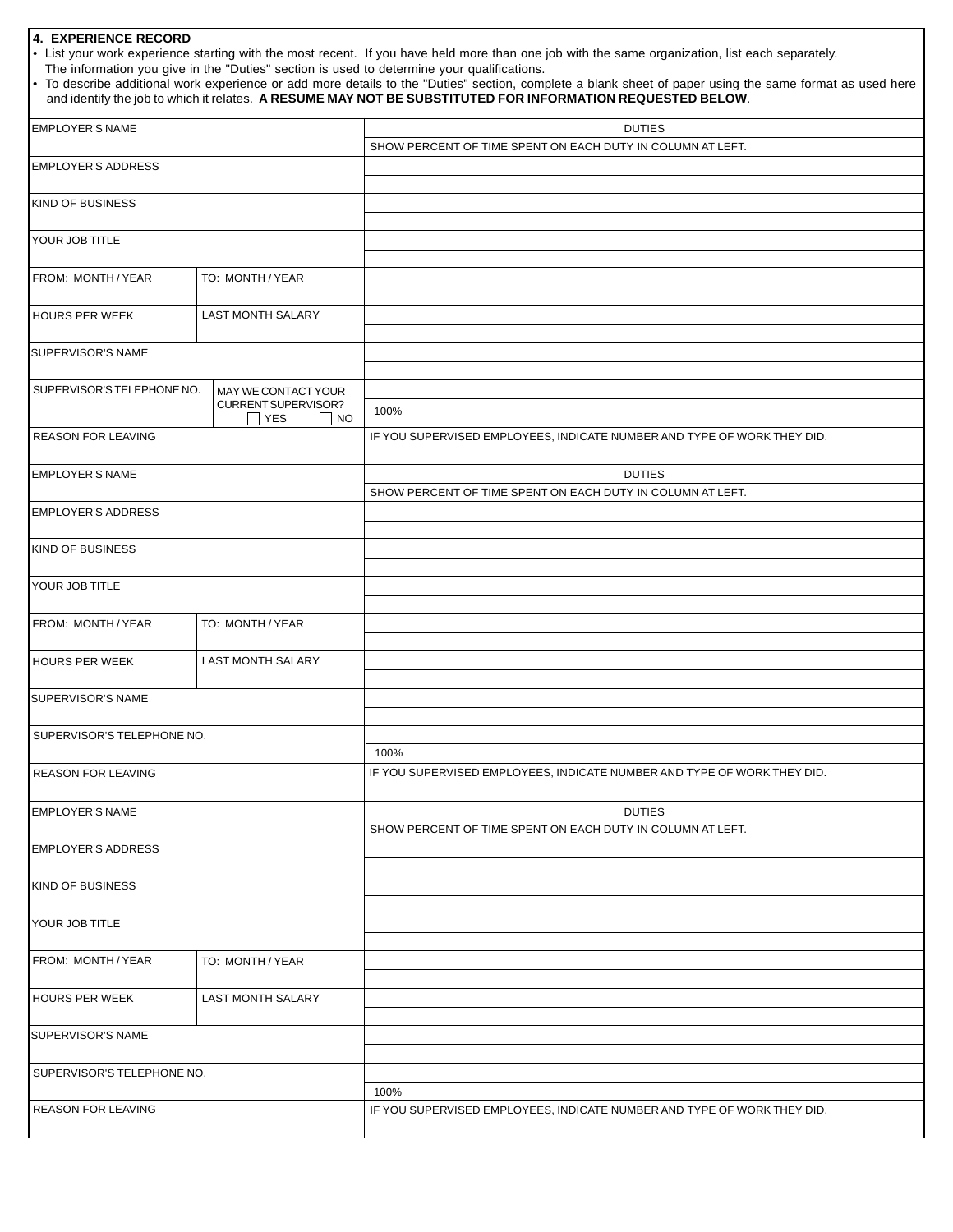## 4. EXPERIENCE RECORD

- List your work experience starting with the most recent. If you have held more than one job with the same organization, list each separately. The information you give in the "Duties" section is used to determine your qualifications.
- To describe additional work experience or add more details to the "Duties" section, complete a blank sheet of paper using the same format as used here and identify the job to which it relates. **A RESUME MAY NOT BE SUBSTITUTED FOR INFORMATION REQUESTED BELOW**.

| EMPLOYER'S NAME | | DUTIES | |
|---|---|---|---|
| | | SHOW PERCENT OF TIME SPENT ON EACH DUTY IN COLUMN AT LEFT. | |
| EMPLOYER'S ADDRESS | | | |
| KIND OF BUSINESS | | | |
| YOUR JOB TITLE | | | |
| FROM: MONTH / YEAR | TO: MONTH / YEAR | | |
| HOURS PER WEEK | LAST MONTH SALARY | | |
| SUPERVISOR'S NAME | | | |
| SUPERVISOR'S TELEPHONE NO. | MAY WE CONTACT YOUR CURRENT SUPERVISOR? ☐ YES ☐ NO | 100% | |
| REASON FOR LEAVING | | IF YOU SUPERVISED EMPLOYEES, INDICATE NUMBER AND TYPE OF WORK THEY DID. | |

| EMPLOYER'S NAME | | DUTIES | |
|---|---|---|---|
| | | SHOW PERCENT OF TIME SPENT ON EACH DUTY IN COLUMN AT LEFT. | |
| EMPLOYER'S ADDRESS | | | |
| KIND OF BUSINESS | | | |
| YOUR JOB TITLE | | | |
| FROM: MONTH / YEAR | TO: MONTH / YEAR | | |
| HOURS PER WEEK | LAST MONTH SALARY | | |
| SUPERVISOR'S NAME | | | |
| SUPERVISOR'S TELEPHONE NO. | | 100% | |
| REASON FOR LEAVING | | IF YOU SUPERVISED EMPLOYEES, INDICATE NUMBER AND TYPE OF WORK THEY DID. | |

| EMPLOYER'S NAME | | DUTIES | |
|---|---|---|---|
| | | SHOW PERCENT OF TIME SPENT ON EACH DUTY IN COLUMN AT LEFT. | |
| EMPLOYER'S ADDRESS | | | |
| KIND OF BUSINESS | | | |
| YOUR JOB TITLE | | | |
| FROM: MONTH / YEAR | TO: MONTH / YEAR | | |
| HOURS PER WEEK | LAST MONTH SALARY | | |
| SUPERVISOR'S NAME | | | |
| SUPERVISOR'S TELEPHONE NO. | | 100% | |
| REASON FOR LEAVING | | IF YOU SUPERVISED EMPLOYEES, INDICATE NUMBER AND TYPE OF WORK THEY DID. | |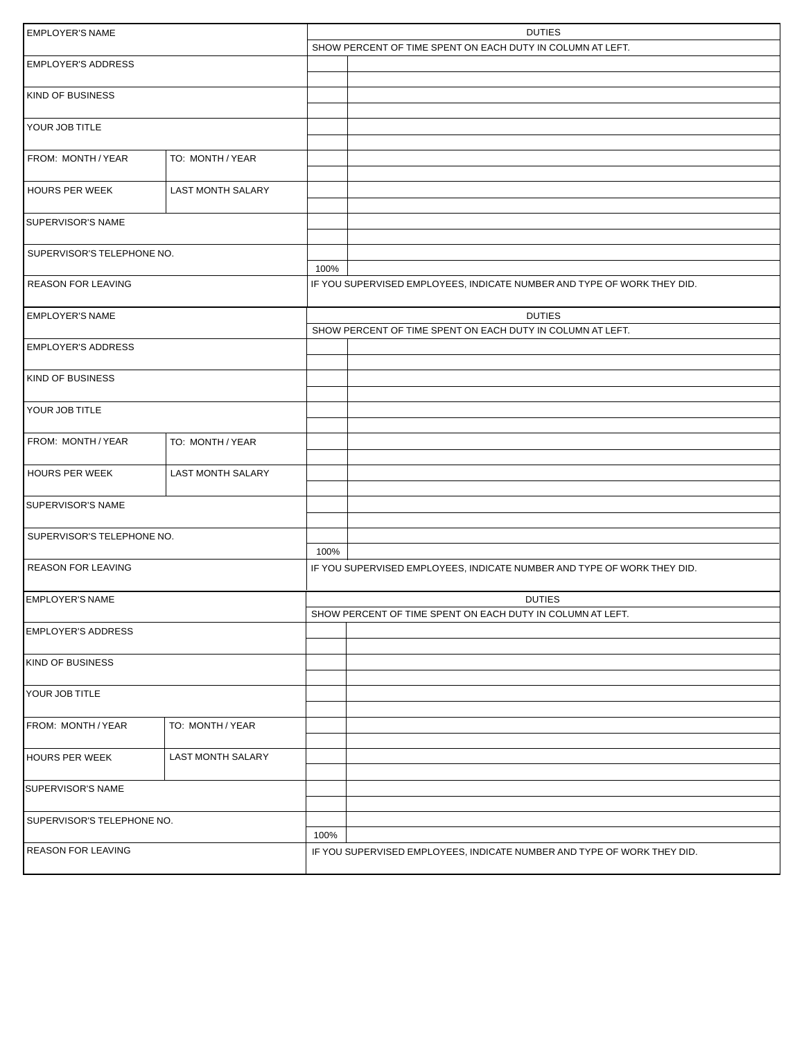| EMPLOYER'S NAME | | DUTIES | |
|---|---|---|---|
| | | SHOW PERCENT OF TIME SPENT ON EACH DUTY IN COLUMN AT LEFT. | |
| EMPLOYER'S ADDRESS | | | |
| | | | |
| KIND OF BUSINESS | | | |
| | | | |
| YOUR JOB TITLE | | | |
| | | | |
| FROM: MONTH / YEAR | TO: MONTH / YEAR | | |
| | | | |
| HOURS PER WEEK | LAST MONTH SALARY | | |
| | | | |
| SUPERVISOR'S NAME | | | |
| | | | |
| SUPERVISOR'S TELEPHONE NO. | | | |
| | | 100% | |
| REASON FOR LEAVING | | IF YOU SUPERVISED EMPLOYEES, INDICATE NUMBER AND TYPE OF WORK THEY DID. | |

| EMPLOYER'S NAME | | DUTIES | |
|---|---|---|---|
| | | SHOW PERCENT OF TIME SPENT ON EACH DUTY IN COLUMN AT LEFT. | |
| EMPLOYER'S ADDRESS | | | |
| | | | |
| KIND OF BUSINESS | | | |
| | | | |
| YOUR JOB TITLE | | | |
| | | | |
| FROM: MONTH / YEAR | TO: MONTH / YEAR | | |
| | | | |
| HOURS PER WEEK | LAST MONTH SALARY | | |
| | | | |
| SUPERVISOR'S NAME | | | |
| | | | |
| SUPERVISOR'S TELEPHONE NO. | | | |
| | | 100% | |
| REASON FOR LEAVING | | IF YOU SUPERVISED EMPLOYEES, INDICATE NUMBER AND TYPE OF WORK THEY DID. | |

| EMPLOYER'S NAME | | DUTIES | |
|---|---|---|---|
| | | SHOW PERCENT OF TIME SPENT ON EACH DUTY IN COLUMN AT LEFT. | |
| EMPLOYER'S ADDRESS | | | |
| | | | |
| KIND OF BUSINESS | | | |
| | | | |
| YOUR JOB TITLE | | | |
| | | | |
| FROM: MONTH / YEAR | TO: MONTH / YEAR | | |
| | | | |
| HOURS PER WEEK | LAST MONTH SALARY | | |
| | | | |
| SUPERVISOR'S NAME | | | |
| | | | |
| SUPERVISOR'S TELEPHONE NO. | | | |
| | | 100% | |
| REASON FOR LEAVING | | IF YOU SUPERVISED EMPLOYEES, INDICATE NUMBER AND TYPE OF WORK THEY DID. | |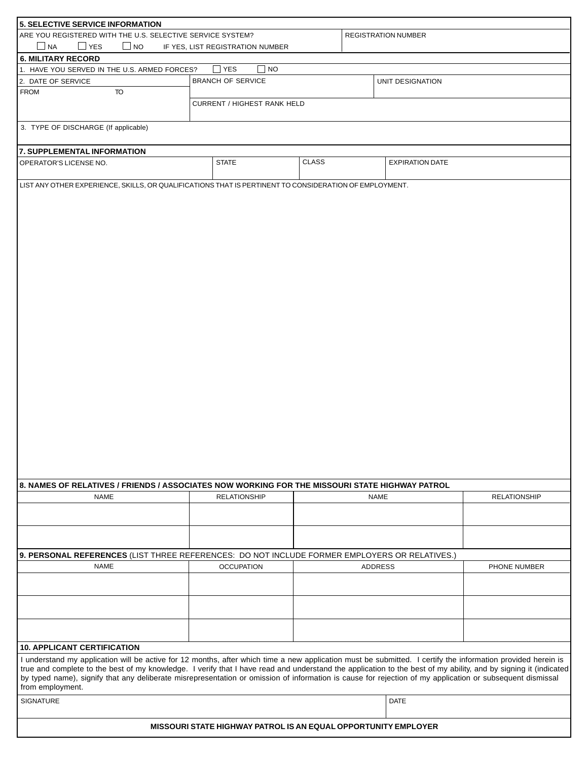## 5. SELECTIVE SERVICE INFORMATION

| ARE YOU REGISTERED WITH THE U.S. SELECTIVE SERVICE SYSTEM? | REGISTRATION NUMBER |
|---|---|
| ☐ NA ☐ YES ☐ NO IF YES, LIST REGISTRATION NUMBER | |

## 6. MILITARY RECORD

1. HAVE YOU SERVED IN THE U.S. ARMED FORCES? ☐ YES ☐ NO

| 2. DATE OF SERVICE | BRANCH OF SERVICE | UNIT DESIGNATION |
|---|---|---|
| FROM TO | CURRENT / HIGHEST RANK HELD | |

3. TYPE OF DISCHARGE (If applicable)

## 7. SUPPLEMENTAL INFORMATION

| OPERATOR'S LICENSE NO. | STATE | CLASS | EXPIRATION DATE |
|---|---|---|---|
| | | | |

LIST ANY OTHER EXPERIENCE, SKILLS, OR QUALIFICATIONS THAT IS PERTINENT TO CONSIDERATION OF EMPLOYMENT.

## 8. NAMES OF RELATIVES / FRIENDS / ASSOCIATES NOW WORKING FOR THE MISSOURI STATE HIGHWAY PATROL

| NAME | RELATIONSHIP | NAME | RELATIONSHIP |
|---|---|---|---|
| | | | |
| | | | |

## 9. PERSONAL REFERENCES (LIST THREE REFERENCES: DO NOT INCLUDE FORMER EMPLOYERS OR RELATIVES.)

| NAME | OCCUPATION | ADDRESS | PHONE NUMBER |
|---|---|---|---|
| | | | |
| | | | |
| | | | |

## 10. APPLICANT CERTIFICATION

I understand my application will be active for 12 months, after which time a new application must be submitted. I certify the information provided herein is true and complete to the best of my knowledge. I verify that I have read and understand the application to the best of my ability, and by signing it (indicated by typed name), signify that any deliberate misrepresentation or omission of information is cause for rejection of my application or subsequent dismissal from employment.

| SIGNATURE | DATE |
|---|---|
| | |

**MISSOURI STATE HIGHWAY PATROL IS AN EQUAL OPPORTUNITY EMPLOYER**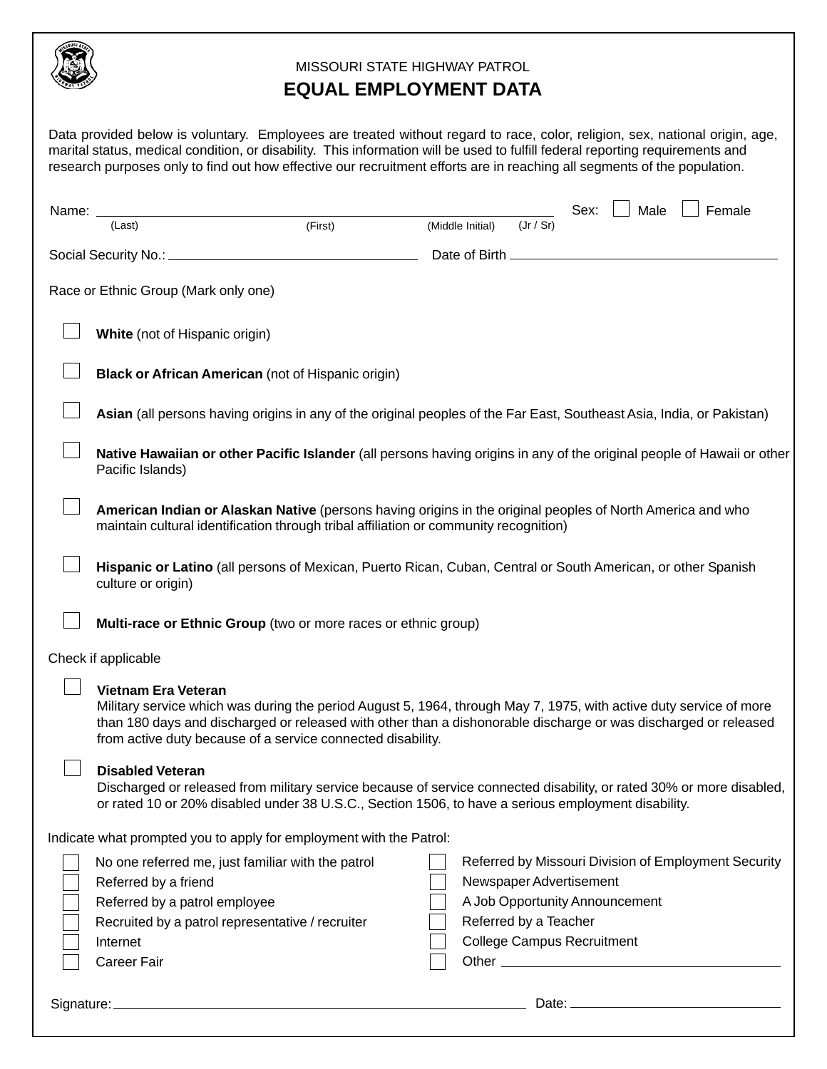MISSOURI STATE HIGHWAY PATROL

# EQUAL EMPLOYMENT DATA

Data provided below is voluntary. Employees are treated without regard to race, color, religion, sex, national origin, age, marital status, medical condition, or disability. This information will be used to fulfill federal reporting requirements and research purposes only to find out how effective our recruitment efforts are in reaching all segments of the population.

Name: ______________________________________________ Sex: ☐ Male ☐ Female

(Last) (First) (Middle Initial) (Jr / Sr)

Social Security No.: ______________________ Date of Birth ______________________

Race or Ethnic Group (Mark only one)

- ☐ **White** (not of Hispanic origin)
- ☐ **Black or African American** (not of Hispanic origin)
- ☐ **Asian** (all persons having origins in any of the original peoples of the Far East, Southeast Asia, India, or Pakistan)
- ☐ **Native Hawaiian or other Pacific Islander** (all persons having origins in any of the original people of Hawaii or other Pacific Islands)
- ☐ **American Indian or Alaskan Native** (persons having origins in the original peoples of North America and who maintain cultural identification through tribal affiliation or community recognition)
- ☐ **Hispanic or Latino** (all persons of Mexican, Puerto Rican, Cuban, Central or South American, or other Spanish culture or origin)
- ☐ **Multi-race or Ethnic Group** (two or more races or ethnic group)

Check if applicable

- ☐ **Vietnam Era Veteran**
  Military service which was during the period August 5, 1964, through May 7, 1975, with active duty service of more than 180 days and discharged or released with other than a dishonorable discharge or was discharged or released from active duty because of a service connected disability.
- ☐ **Disabled Veteran**
  Discharged or released from military service because of service connected disability, or rated 30% or more disabled, or rated 10 or 20% disabled under 38 U.S.C., Section 1506, to have a serious employment disability.

Indicate what prompted you to apply for employment with the Patrol:

- ☐ No one referred me, just familiar with the patrol
- ☐ Referred by a friend
- ☐ Referred by a patrol employee
- ☐ Recruited by a patrol representative / recruiter
- ☐ Internet
- ☐ Career Fair
- ☐ Referred by Missouri Division of Employment Security
- ☐ Newspaper Advertisement
- ☐ A Job Opportunity Announcement
- ☐ Referred by a Teacher
- ☐ College Campus Recruitment
- ☐ Other ______________________

Signature: ______________________________ Date: ______________________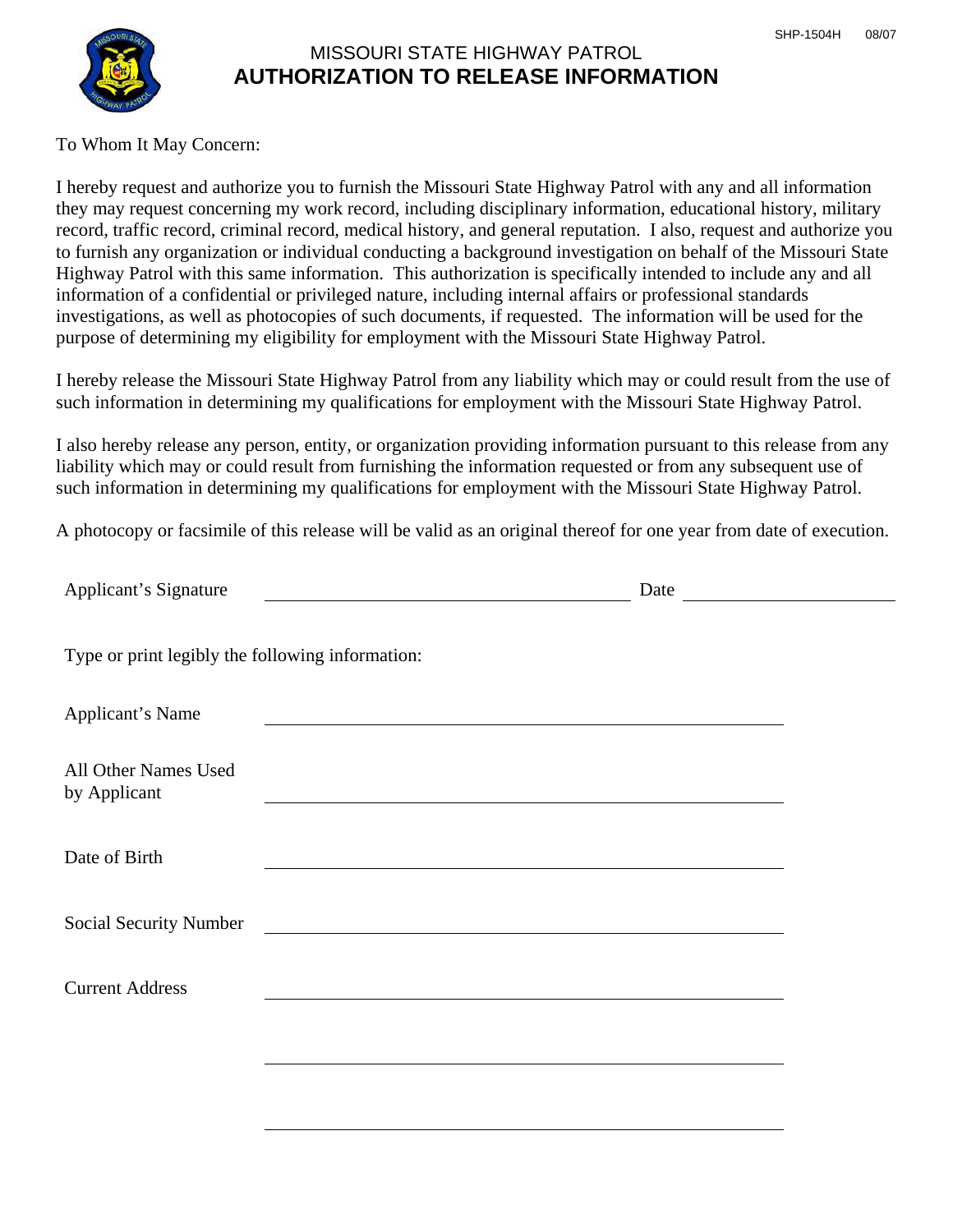SHP-1504H 08/07

# MISSOURI STATE HIGHWAY PATROL
## AUTHORIZATION TO RELEASE INFORMATION

To Whom It May Concern:

I hereby request and authorize you to furnish the Missouri State Highway Patrol with any and all information they may request concerning my work record, including disciplinary information, educational history, military record, traffic record, criminal record, medical history, and general reputation. I also, request and authorize you to furnish any organization or individual conducting a background investigation on behalf of the Missouri State Highway Patrol with this same information. This authorization is specifically intended to include any and all information of a confidential or privileged nature, including internal affairs or professional standards investigations, as well as photocopies of such documents, if requested. The information will be used for the purpose of determining my eligibility for employment with the Missouri State Highway Patrol.

I hereby release the Missouri State Highway Patrol from any liability which may or could result from the use of such information in determining my qualifications for employment with the Missouri State Highway Patrol.

I also hereby release any person, entity, or organization providing information pursuant to this release from any liability which may or could result from furnishing the information requested or from any subsequent use of such information in determining my qualifications for employment with the Missouri State Highway Patrol.

A photocopy or facsimile of this release will be valid as an original thereof for one year from date of execution.

Applicant's Signature \_\_\_\_\_\_\_\_\_\_\_\_\_\_\_\_\_\_\_\_\_\_\_\_\_\_\_\_ Date \_\_\_\_\_\_\_\_\_\_\_\_\_\_\_\_

Type or print legibly the following information:

Applicant's Name \_\_\_\_\_\_\_\_\_\_\_\_\_\_\_\_\_\_\_\_\_\_\_\_\_\_\_\_\_\_\_\_\_\_\_\_

All Other Names Used by Applicant \_\_\_\_\_\_\_\_\_\_\_\_\_\_\_\_\_\_\_\_\_\_\_\_\_\_\_\_\_\_\_\_\_\_\_\_

Date of Birth \_\_\_\_\_\_\_\_\_\_\_\_\_\_\_\_\_\_\_\_\_\_\_\_\_\_\_\_\_\_\_\_\_\_\_\_

Social Security Number \_\_\_\_\_\_\_\_\_\_\_\_\_\_\_\_\_\_\_\_\_\_\_\_\_\_\_\_\_\_\_\_\_\_\_\_

Current Address \_\_\_\_\_\_\_\_\_\_\_\_\_\_\_\_\_\_\_\_\_\_\_\_\_\_\_\_\_\_\_\_\_\_\_\_

\_\_\_\_\_\_\_\_\_\_\_\_\_\_\_\_\_\_\_\_\_\_\_\_\_\_\_\_\_\_\_\_\_\_\_\_

\_\_\_\_\_\_\_\_\_\_\_\_\_\_\_\_\_\_\_\_\_\_\_\_\_\_\_\_\_\_\_\_\_\_\_\_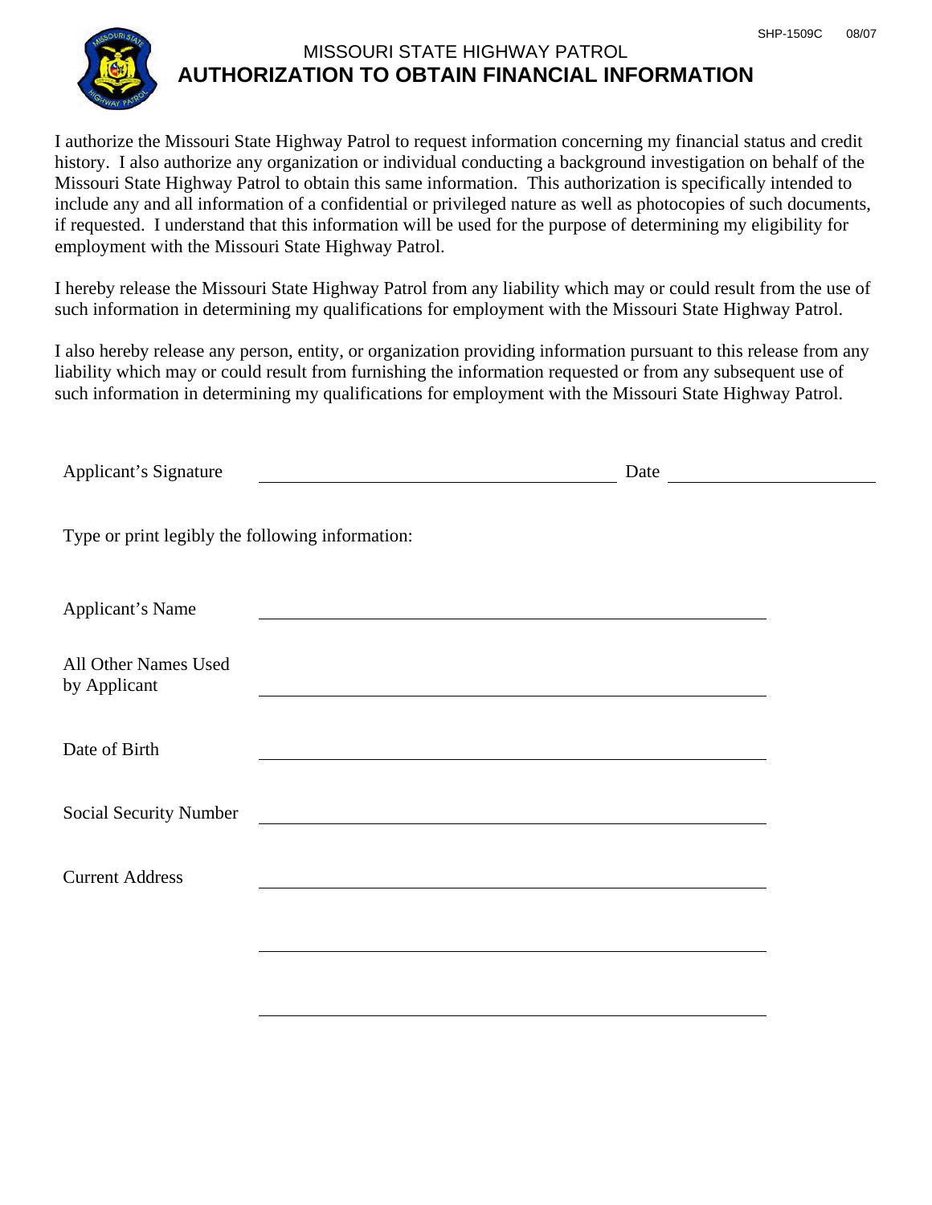SHP-1509C 08/07

MISSOURI STATE HIGHWAY PATROL

# AUTHORIZATION TO OBTAIN FINANCIAL INFORMATION

I authorize the Missouri State Highway Patrol to request information concerning my financial status and credit history. I also authorize any organization or individual conducting a background investigation on behalf of the Missouri State Highway Patrol to obtain this same information. This authorization is specifically intended to include any and all information of a confidential or privileged nature as well as photocopies of such documents, if requested. I understand that this information will be used for the purpose of determining my eligibility for employment with the Missouri State Highway Patrol.

I hereby release the Missouri State Highway Patrol from any liability which may or could result from the use of such information in determining my qualifications for employment with the Missouri State Highway Patrol.

I also hereby release any person, entity, or organization providing information pursuant to this release from any liability which may or could result from furnishing the information requested or from any subsequent use of such information in determining my qualifications for employment with the Missouri State Highway Patrol.

Applicant's Signature ______________________________ Date ________________

Type or print legibly the following information:

Applicant's Name ______________________________

All Other Names Used by Applicant ______________________________

Date of Birth ______________________________

Social Security Number ______________________________

Current Address ______________________________

______________________________

______________________________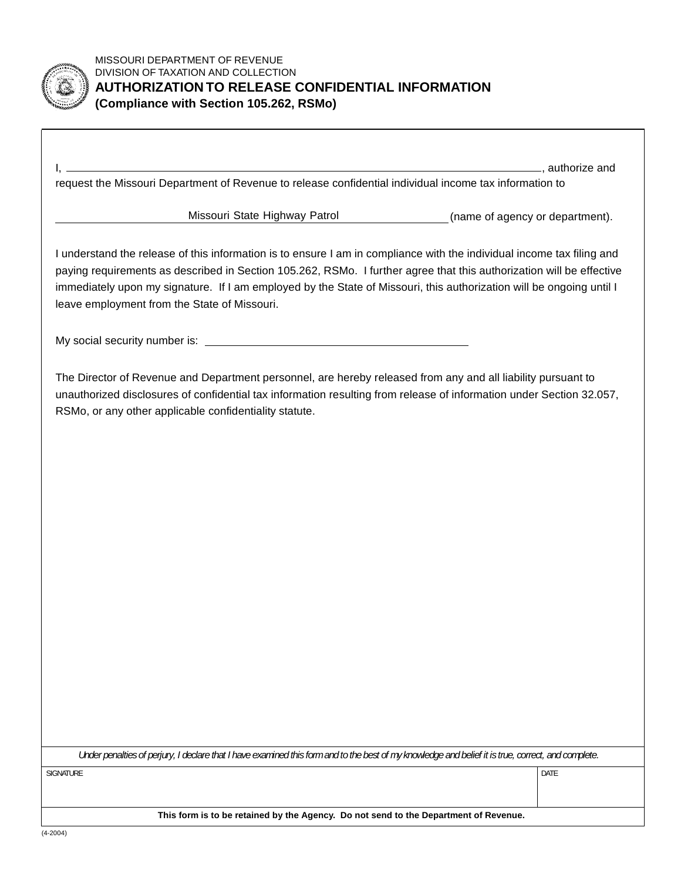MISSOURI DEPARTMENT OF REVENUE
DIVISION OF TAXATION AND COLLECTION

# AUTHORIZATION TO RELEASE CONFIDENTIAL INFORMATION

## (Compliance with Section 105.262, RSMo)

I, ________________________________________, authorize and request the Missouri Department of Revenue to release confidential individual income tax information to

Missouri State Highway Patrol (name of agency or department).

I understand the release of this information is to ensure I am in compliance with the individual income tax filing and paying requirements as described in Section 105.262, RSMo. I further agree that this authorization will be effective immediately upon my signature. If I am employed by the State of Missouri, this authorization will be ongoing until I leave employment from the State of Missouri.

My social security number is: ______________________

The Director of Revenue and Department personnel, are hereby released from any and all liability pursuant to unauthorized disclosures of confidential tax information resulting from release of information under Section 32.057, RSMo, or any other applicable confidentiality statute.

*Under penalties of perjury, I declare that I have examined this form and to the best of my knowledge and belief it is true, correct, and complete.*

| SIGNATURE | DATE |
| --- | --- |
| | |

**This form is to be retained by the Agency. Do not send to the Department of Revenue.**

(4-2004)